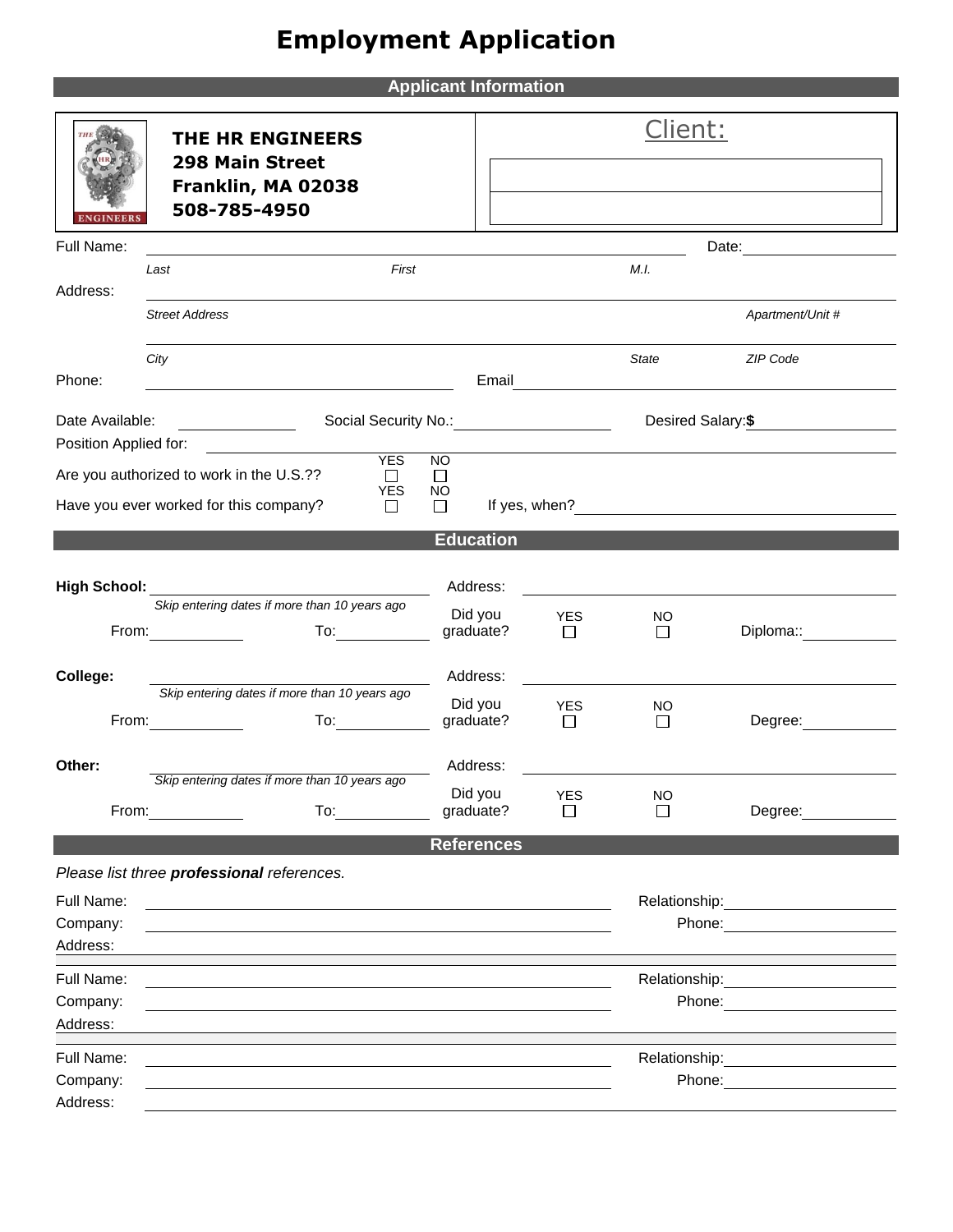# Employment Application

## Applicant Information

**THE HR ENGINEERS**
**298 Main Street**
**Franklin, MA 02038**
**508-785-4950**

Client:

Full Name: ______________________________ Date: __________

*Last* *First* *M.I.*

Address: ______________________________

*Street Address* *Apartment/Unit #*

______________________________

*City* *State* *ZIP Code*

Phone: __________ Email __________

Date Available: __________ Social Security No.: __________ Desired Salary: **$** __________

Position Applied for: __________

Are you authorized to work in the U.S.?? YES ☐ NO ☐

Have you ever worked for this company? YES ☐ NO ☐ If yes, when? __________

## Education

**High School:** __________ Address: __________

*Skip entering dates if more than 10 years ago*

From: __________ To: __________ Did you graduate? YES ☐ NO ☐ Diploma:: __________

**College:** __________ Address: __________

*Skip entering dates if more than 10 years ago*

From: __________ To: __________ Did you graduate? YES ☐ NO ☐ Degree: __________

**Other:** __________ Address: __________

*Skip entering dates if more than 10 years ago*

From: __________ To: __________ Did you graduate? YES ☐ NO ☐ Degree: __________

## References

*Please list three **professional** references.*

Full Name: __________ Relationship: __________

Company: __________ Phone: __________

Address: __________

Full Name: __________ Relationship: __________

Company: __________ Phone: __________

Address: __________

Full Name: __________ Relationship: __________

Company: __________ Phone: __________

Address: __________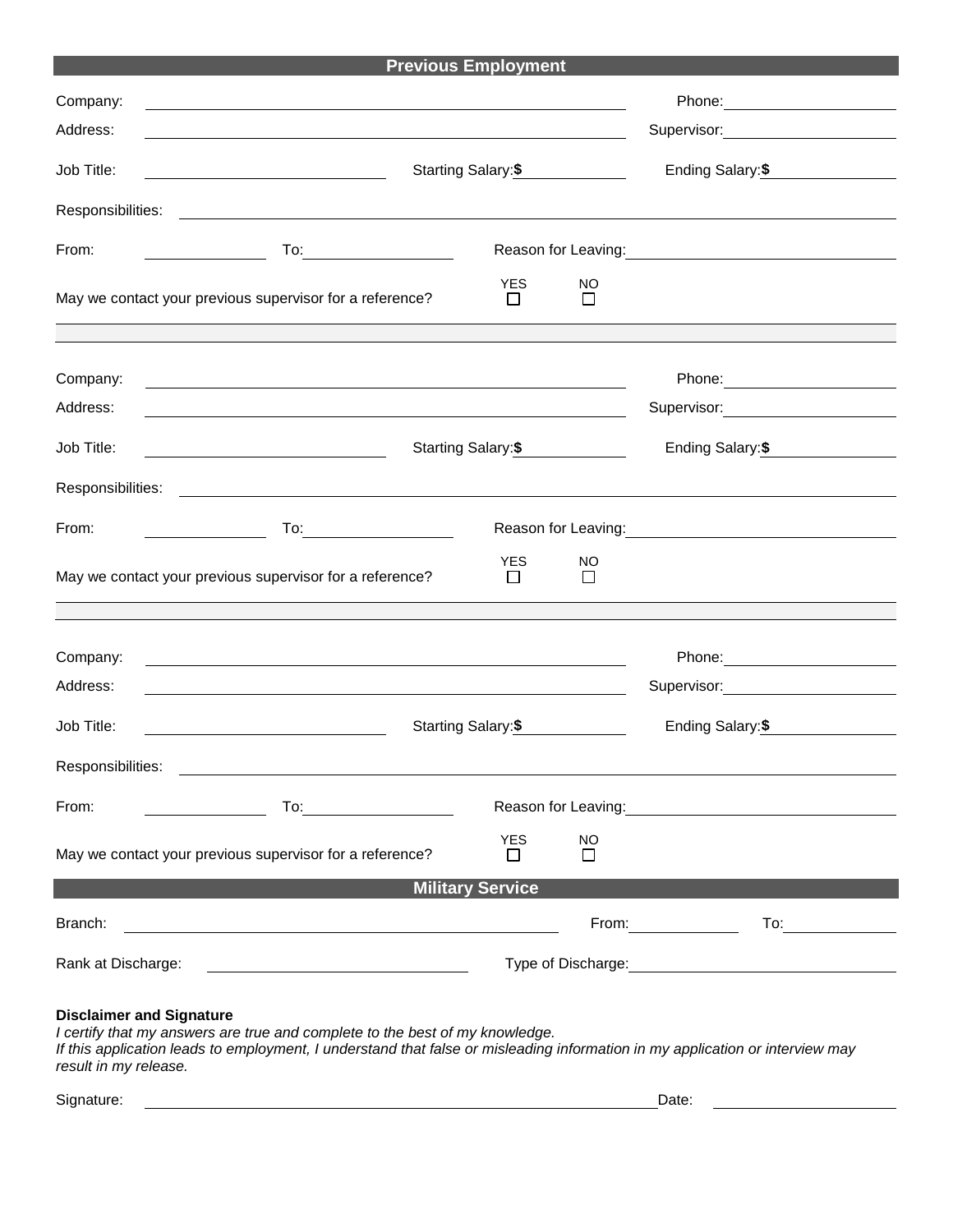## Previous Employment

Company: ______________________________ Phone: ______________

Address: ______________________________ Supervisor: ______________

Job Title: ______________ Starting Salary: $ ______________ Ending Salary: $ ______________

Responsibilities: ______________________________

From: ______________ To: ______________ Reason for Leaving: ______________

May we contact your previous supervisor for a reference? YES ☐ NO ☐

---

Company: ______________________________ Phone: ______________

Address: ______________________________ Supervisor: ______________

Job Title: ______________ Starting Salary: $ ______________ Ending Salary: $ ______________

Responsibilities: ______________________________

From: ______________ To: ______________ Reason for Leaving: ______________

May we contact your previous supervisor for a reference? YES ☐ NO ☐

---

Company: ______________________________ Phone: ______________

Address: ______________________________ Supervisor: ______________

Job Title: ______________ Starting Salary: $ ______________ Ending Salary: $ ______________

Responsibilities: ______________________________

From: ______________ To: ______________ Reason for Leaving: ______________

May we contact your previous supervisor for a reference? YES ☐ NO ☐

## Military Service

Branch: ______________________________ From: ______________ To: ______________

Rank at Discharge: ______________ Type of Discharge: ______________

**Disclaimer and Signature**

*I certify that my answers are true and complete to the best of my knowledge.*

*If this application leads to employment, I understand that false or misleading information in my application or interview may result in my release.*

Signature: ______________________________ Date: ______________